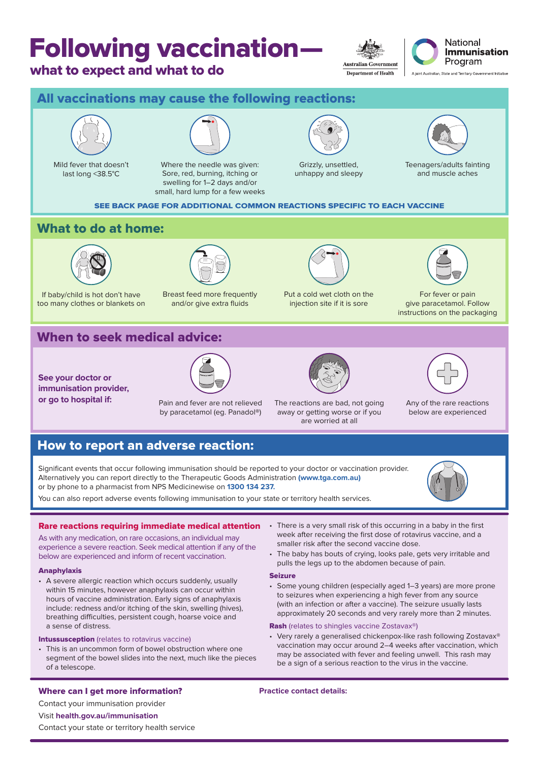# Following vaccination—

## what to expect and what to do

Australian Government
Department of Health

National Immunisation Program
A joint Australian, State and Territory Government Initiative

## All vaccinations may cause the following reactions:

- Mild fever that doesn't last long <38.5°C
- Where the needle was given: Sore, red, burning, itching or swelling for 1–2 days and/or small, hard lump for a few weeks
- Grizzly, unsettled, unhappy and sleepy
- Teenagers/adults fainting and muscle aches

**SEE BACK PAGE FOR ADDITIONAL COMMON REACTIONS SPECIFIC TO EACH VACCINE**

## What to do at home:

- If baby/child is hot don't have too many clothes or blankets on
- Breast feed more frequently and/or give extra fluids
- Put a cold wet cloth on the injection site if it is sore
- For fever or pain give paracetamol. Follow instructions on the packaging

## When to seek medical advice:

**See your doctor or immunisation provider, or go to hospital if:**

- Pain and fever are not relieved by paracetamol (eg. Panadol®)
- The reactions are bad, not going away or getting worse or if you are worried at all
- Any of the rare reactions below are experienced

## How to report an adverse reaction:

Significant events that occur following immunisation should be reported to your doctor or vaccination provider. Alternatively you can report directly to the Therapeutic Goods Administration **(www.tga.com.au)** or by phone to a pharmacist from NPS Medicinewise on **1300 134 237**.

You can also report adverse events following immunisation to your state or territory health services.

### Rare reactions requiring immediate medical attention

As with any medication, on rare occasions, an individual may experience a severe reaction. Seek medical attention if any of the below are experienced and inform of recent vaccination.

**Anaphylaxis**

- A severe allergic reaction which occurs suddenly, usually within 15 minutes, however anaphylaxis can occur within hours of vaccine administration. Early signs of anaphylaxis include: redness and/or itching of the skin, swelling (hives), breathing difficulties, persistent cough, hoarse voice and a sense of distress.

**Intussusception** (relates to rotavirus vaccine)

- This is an uncommon form of bowel obstruction where one segment of the bowel slides into the next, much like the pieces of a telescope.
- There is a very small risk of this occurring in a baby in the first week after receiving the first dose of rotavirus vaccine, and a smaller risk after the second vaccine dose.
- The baby has bouts of crying, looks pale, gets very irritable and pulls the legs up to the abdomen because of pain.

**Seizure**

- Some young children (especially aged 1–3 years) are more prone to seizures when experiencing a high fever from any source (with an infection or after a vaccine). The seizure usually lasts approximately 20 seconds and very rarely more than 2 minutes.

**Rash** (relates to shingles vaccine Zostavax®)

- Very rarely a generalised chickenpox-like rash following Zostavax® vaccination may occur around 2–4 weeks after vaccination, which may be associated with fever and feeling unwell. This rash may be a sign of a serious reaction to the virus in the vaccine.

### Where can I get more information?

Contact your immunisation provider

Visit **health.gov.au/immunisation**

Contact your state or territory health service

**Practice contact details:**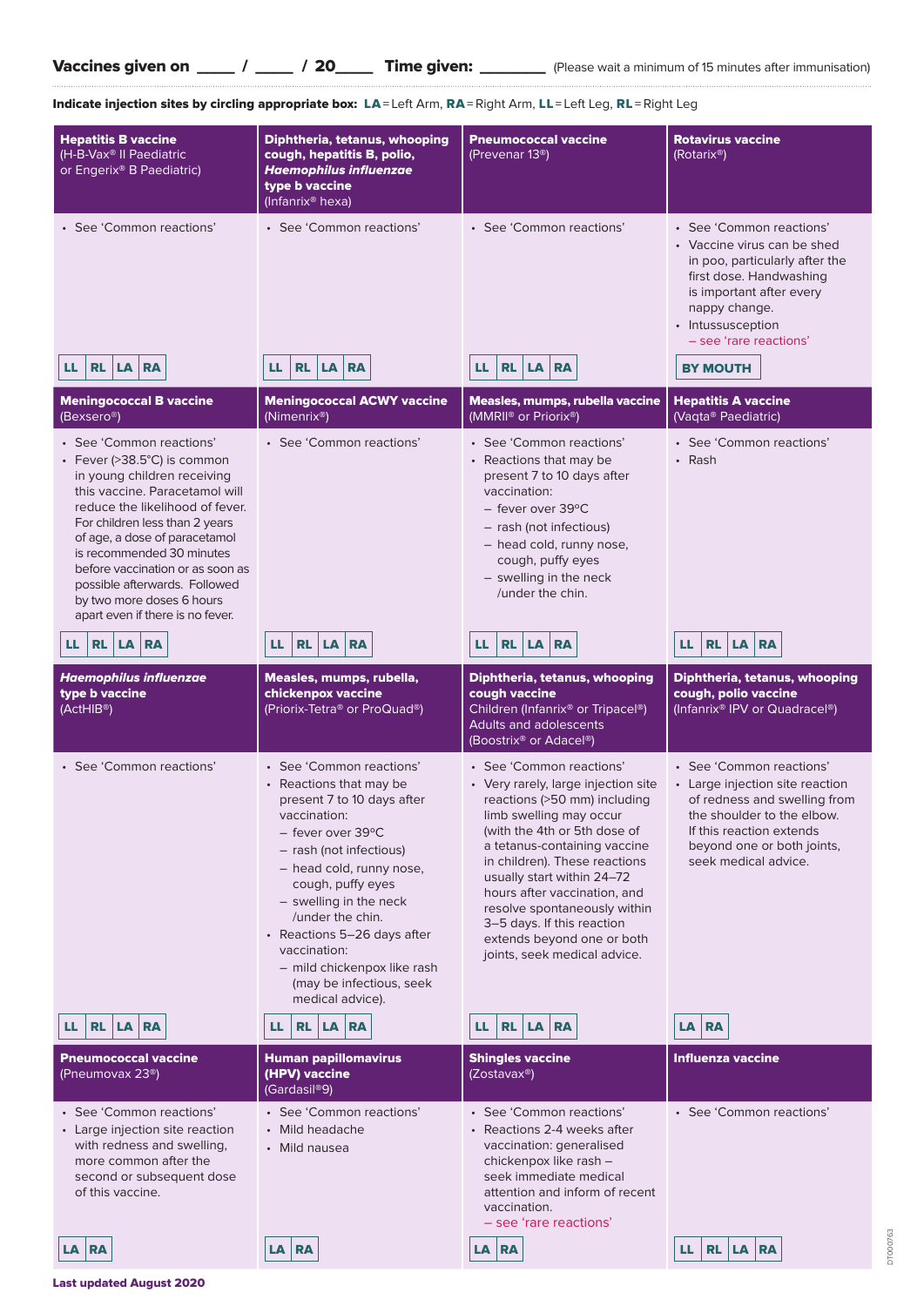**Vaccines given on \_\_\_\_ / \_\_\_\_ / 20\_\_\_\_ Time given: \_\_\_\_\_\_\_\_** (Please wait a minimum of 15 minutes after immunisation)

**Indicate injection sites by circling appropriate box: LA** = Left Arm, **RA** = Right Arm, **LL** = Left Leg, **RL** = Right Leg

| **Hepatitis B vaccine** (H-B-Vax® II Paediatric or Engerix® B Paediatric) | **Diphtheria, tetanus, whooping cough, hepatitis B, polio, *Haemophilus influenzae* type b vaccine** (Infanrix® hexa) | **Pneumococcal vaccine** (Prevenar 13®) | **Rotavirus vaccine** (Rotarix®) |
|---|---|---|---|
| • See 'Common reactions' | • See 'Common reactions' | • See 'Common reactions' | • See 'Common reactions'<br>• Vaccine virus can be shed in poo, particularly after the first dose. Handwashing is important after every nappy change.<br>• Intussusception – see 'rare reactions' |
| LL RL LA RA | LL RL LA RA | LL RL LA RA | BY MOUTH |
| **Meningococcal B vaccine** (Bexsero®) | **Meningococcal ACWY vaccine** (Nimenrix®) | **Measles, mumps, rubella vaccine** (MMRII® or Priorix®) | **Hepatitis A vaccine** (Vaqta® Paediatric) |
| • See 'Common reactions'<br>• Fever (>38.5°C) is common in young children receiving this vaccine. Paracetamol will reduce the likelihood of fever. For children less than 2 years of age, a dose of paracetamol is recommended 30 minutes before vaccination or as soon as possible afterwards. Followed by two more doses 6 hours apart even if there is no fever. | • See 'Common reactions' | • See 'Common reactions'<br>• Reactions that may be present 7 to 10 days after vaccination:<br>– fever over 39°C<br>– rash (not infectious)<br>– head cold, runny nose, cough, puffy eyes<br>– swelling in the neck /under the chin. | • See 'Common reactions'<br>• Rash |
| LL RL LA RA | LL RL LA RA | LL RL LA RA | LL RL LA RA |
| ***Haemophilus influenzae* type b vaccine** (ActHIB®) | **Measles, mumps, rubella, chickenpox vaccine** (Priorix-Tetra® or ProQuad®) | **Diphtheria, tetanus, whooping cough vaccine** Children (Infanrix® or Tripacel®) Adults and adolescents (Boostrix® or Adacel®) | **Diphtheria, tetanus, whooping cough, polio vaccine** (Infanrix® IPV or Quadracel®) |
| • See 'Common reactions' | • See 'Common reactions'<br>• Reactions that may be present 7 to 10 days after vaccination:<br>– fever over 39°C<br>– rash (not infectious)<br>– head cold, runny nose, cough, puffy eyes<br>– swelling in the neck /under the chin.<br>• Reactions 5–26 days after vaccination:<br>– mild chickenpox like rash (may be infectious, seek medical advice). | • See 'Common reactions'<br>• Very rarely, large injection site reactions (>50 mm) including limb swelling may occur (with the 4th or 5th dose of a tetanus-containing vaccine in children). These reactions usually start within 24–72 hours after vaccination, and resolve spontaneously within 3–5 days. If this reaction extends beyond one or both joints, seek medical advice. | • See 'Common reactions'<br>• Large injection site reaction of redness and swelling from the shoulder to the elbow. If this reaction extends beyond one or both joints, seek medical advice. |
| LL RL LA RA | LL RL LA RA | LL RL LA RA | LA RA |
| **Pneumococcal vaccine** (Pneumovax 23®) | **Human papillomavirus (HPV) vaccine** (Gardasil®9) | **Shingles vaccine** (Zostavax®) | **Influenza vaccine** |
| • See 'Common reactions'<br>• Large injection site reaction with redness and swelling, more common after the second or subsequent dose of this vaccine. | • See 'Common reactions'<br>• Mild headache<br>• Mild nausea | • See 'Common reactions'<br>• Reactions 2-4 weeks after vaccination: generalised chickenpox like rash – seek immediate medical attention and inform of recent vaccination.<br>– see 'rare reactions' | • See 'Common reactions' |
| LA RA | LA RA | LA RA | LL RL LA RA |

**Last updated August 2020**

DT000763